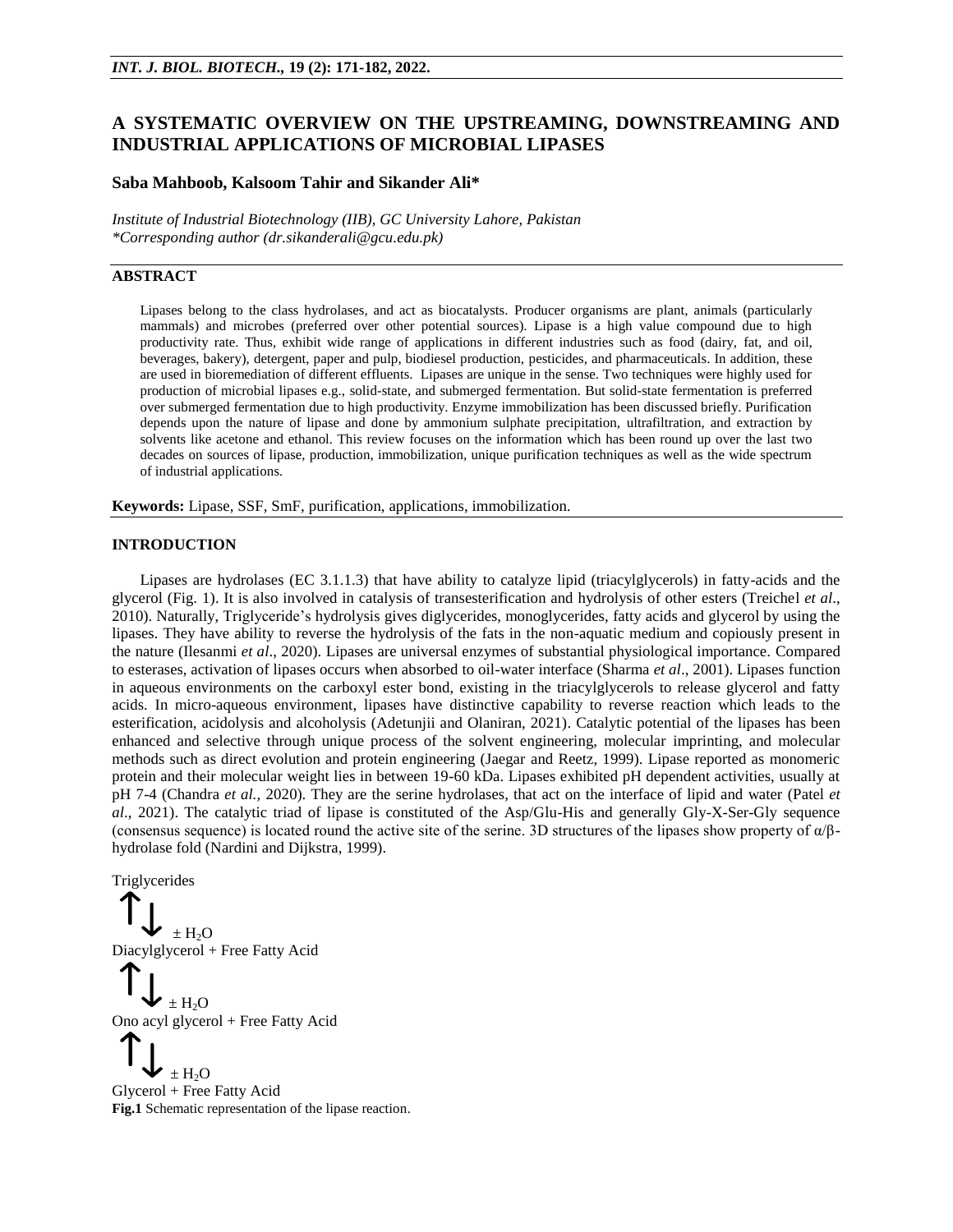# A SYSTEMATIC OVERVIEW ON THE UPSTREAMING, DOWNSTREAMING AND INDUSTRIAL APPLICATIONS OF MICROBIAL LIPASES

**Saba Mahboob, Kalsoom Tahir and Sikander Ali***

*Institute of Industrial Biotechnology (IIB), GC University Lahore, Pakistan*
*\*Corresponding author (dr.sikanderali@gcu.edu.pk)*

## ABSTRACT

Lipases belong to the class hydrolases, and act as biocatalysts. Producer organisms are plant, animals (particularly mammals) and microbes (preferred over other potential sources). Lipase is a high value compound due to high productivity rate. Thus, exhibit wide range of applications in different industries such as food (dairy, fat, and oil, beverages, bakery), detergent, paper and pulp, biodiesel production, pesticides, and pharmaceuticals. In addition, these are used in bioremediation of different effluents. Lipases are unique in the sense. Two techniques were highly used for production of microbial lipases e.g., solid-state, and submerged fermentation. But solid-state fermentation is preferred over submerged fermentation due to high productivity. Enzyme immobilization has been discussed briefly. Purification depends upon the nature of lipase and done by ammonium sulphate precipitation, ultrafiltration, and extraction by solvents like acetone and ethanol. This review focuses on the information which has been round up over the last two decades on sources of lipase, production, immobilization, unique purification techniques as well as the wide spectrum of industrial applications.

**Keywords:** Lipase, SSF, SmF, purification, applications, immobilization.

## INTRODUCTION

Lipases are hydrolases (EC 3.1.1.3) that have ability to catalyze lipid (triacylglycerols) in fatty-acids and the glycerol (Fig. 1). It is also involved in catalysis of transesterification and hydrolysis of other esters (Treichel *et al*., 2010). Naturally, Triglyceride's hydrolysis gives diglycerides, monoglycerides, fatty acids and glycerol by using the lipases. They have ability to reverse the hydrolysis of the fats in the non-aquatic medium and copiously present in the nature (Ilesanmi *et al*., 2020). Lipases are universal enzymes of substantial physiological importance. Compared to esterases, activation of lipases occurs when absorbed to oil-water interface (Sharma *et al*., 2001). Lipases function in aqueous environments on the carboxyl ester bond, existing in the triacylglycerols to release glycerol and fatty acids. In micro-aqueous environment, lipases have distinctive capability to reverse reaction which leads to the esterification, acidolysis and alcoholysis (Adetunjii and Olaniran, 2021). Catalytic potential of the lipases has been enhanced and selective through unique process of the solvent engineering, molecular imprinting, and molecular methods such as direct evolution and protein engineering (Jaegar and Reetz, 1999). Lipase reported as monomeric protein and their molecular weight lies in between 19-60 kDa. Lipases exhibited pH dependent activities, usually at pH 7-4 (Chandra *et al.,* 2020). They are the serine hydrolases, that act on the interface of lipid and water (Patel *et al*., 2021). The catalytic triad of lipase is constituted of the Asp/Glu-His and generally Gly-X-Ser-Gly sequence (consensus sequence) is located round the active site of the serine. 3D structures of the lipases show property of α/β-hydrolase fold (Nardini and Dijkstra, 1999).

Triglycerides
↑↓ $\pm H_2O$
Diacylglycerol + Free Fatty Acid
↑↓ $\pm H_2O$
Ono acyl glycerol + Free Fatty Acid
↑↓ $\pm H_2O$
Glycerol + Free Fatty Acid

**Fig.1** Schematic representation of the lipase reaction.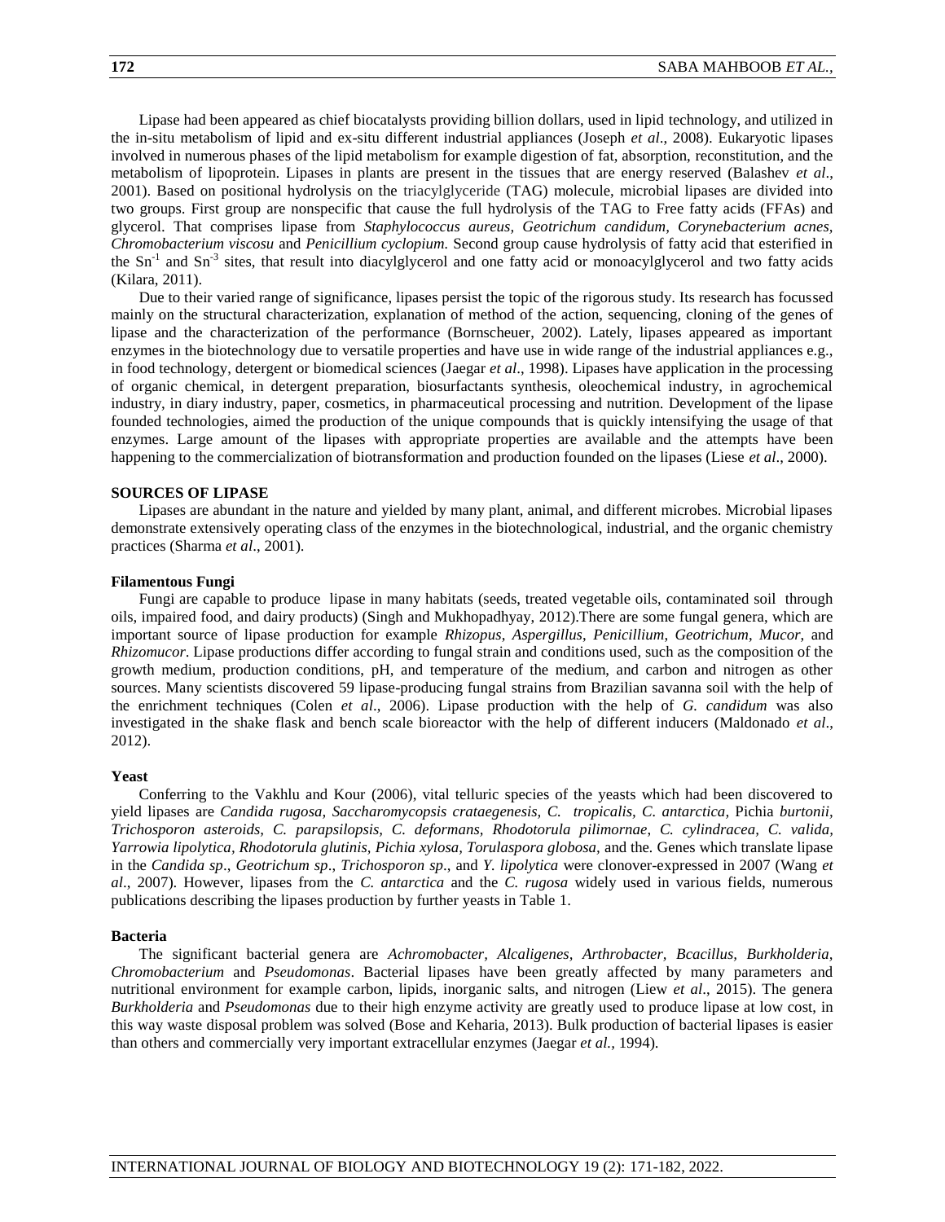Lipase had been appeared as chief biocatalysts providing billion dollars, used in lipid technology, and utilized in the in-situ metabolism of lipid and ex-situ different industrial appliances (Joseph *et al*., 2008). Eukaryotic lipases involved in numerous phases of the lipid metabolism for example digestion of fat, absorption, reconstitution, and the metabolism of lipoprotein. Lipases in plants are present in the tissues that are energy reserved (Balashev *et al*., 2001). Based on positional hydrolysis on the triacylglyceride (TAG) molecule, microbial lipases are divided into two groups. First group are nonspecific that cause the full hydrolysis of the TAG to Free fatty acids (FFAs) and glycerol. That comprises lipase from *Staphylococcus aureus, Geotrichum candidum, Corynebacterium acnes, Chromobacterium viscosu* and *Penicillium cyclopium.* Second group cause hydrolysis of fatty acid that esterified in the $Sn^{-1}$ and $Sn^{-3}$ sites, that result into diacylglycerol and one fatty acid or monoacylglycerol and two fatty acids (Kilara, 2011).

Due to their varied range of significance, lipases persist the topic of the rigorous study. Its research has focussed mainly on the structural characterization, explanation of method of the action, sequencing, cloning of the genes of lipase and the characterization of the performance (Bornscheuer, 2002). Lately, lipases appeared as important enzymes in the biotechnology due to versatile properties and have use in wide range of the industrial appliances e.g., in food technology, detergent or biomedical sciences (Jaegar *et al*., 1998). Lipases have application in the processing of organic chemical, in detergent preparation, biosurfactants synthesis, oleochemical industry, in agrochemical industry, in diary industry, paper, cosmetics, in pharmaceutical processing and nutrition. Development of the lipase founded technologies, aimed the production of the unique compounds that is quickly intensifying the usage of that enzymes. Large amount of the lipases with appropriate properties are available and the attempts have been happening to the commercialization of biotransformation and production founded on the lipases (Liese *et al*., 2000).

## SOURCES OF LIPASE

Lipases are abundant in the nature and yielded by many plant, animal, and different microbes. Microbial lipases demonstrate extensively operating class of the enzymes in the biotechnological, industrial, and the organic chemistry practices (Sharma *et al*., 2001).

### Filamentous Fungi

Fungi are capable to produce lipase in many habitats (seeds, treated vegetable oils, contaminated soil through oils, impaired food, and dairy products) (Singh and Mukhopadhyay, 2012).There are some fungal genera, which are important source of lipase production for example *Rhizopus*, *Aspergillus*, *Penicillium*, *Geotrichum*, *Mucor*, and *Rhizomucor*. Lipase productions differ according to fungal strain and conditions used, such as the composition of the growth medium, production conditions, pH, and temperature of the medium, and carbon and nitrogen as other sources. Many scientists discovered 59 lipase-producing fungal strains from Brazilian savanna soil with the help of the enrichment techniques (Colen *et al*., 2006). Lipase production with the help of *G. candidum* was also investigated in the shake flask and bench scale bioreactor with the help of different inducers (Maldonado *et al*., 2012).

### Yeast

Conferring to the Vakhlu and Kour (2006), vital telluric species of the yeasts which had been discovered to yield lipases are *Candida rugosa, Saccharomycopsis crataegenesis, C. tropicalis, C. antarctica,* Pichia *burtonii, Trichosporon asteroids, C. parapsilopsis, C. deformans, Rhodotorula pilimornae, C. cylindracea, C. valida, Yarrowia lipolytica, Rhodotorula glutinis, Pichia xylosa, Torulaspora globosa,* and the. Genes which translate lipase in the *Candida sp*., *Geotrichum sp*., *Trichosporon sp*., and *Y. lipolytica* were clonover-expressed in 2007 (Wang *et al*., 2007). However, lipases from the *C. antarctica* and the *C. rugosa* widely used in various fields, numerous publications describing the lipases production by further yeasts in Table 1.

### Bacteria

The significant bacterial genera are *Achromobacter, Alcaligenes, Arthrobacter, Bcacillus, Burkholderia, Chromobacterium* and *Pseudomonas*. Bacterial lipases have been greatly affected by many parameters and nutritional environment for example carbon, lipids, inorganic salts, and nitrogen (Liew *et al*., 2015). The genera *Burkholderia* and *Pseudomonas* due to their high enzyme activity are greatly used to produce lipase at low cost, in this way waste disposal problem was solved (Bose and Keharia, 2013). Bulk production of bacterial lipases is easier than others and commercially very important extracellular enzymes (Jaegar *et al.,* 1994).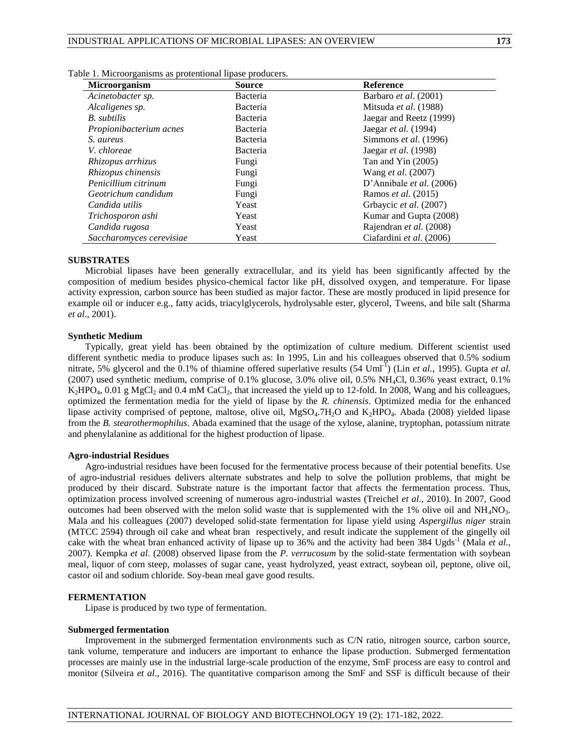Table 1. Microorganisms as protentional lipase producers.

| Microorganism | Source | Reference |
| --- | --- | --- |
| *Acinetobacter sp.* | Bacteria | Barbaro *et al*. (2001) |
| *Alcaligenes sp.* | Bacteria | Mitsuda *et al*. (1988) |
| *B. subtilis* | Bacteria | Jaegar and Reetz (1999) |
| *Propionibacterium acnes* | Bacteria | Jaegar *et al.* (1994) |
| *S. aureus* | Bacteria | Simmons *et al*. (1996) |
| *V. chloreae* | Bacteria | Jaegar *et al*. (1998) |
| *Rhizopus arrhizus* | Fungi | Tan and Yin (2005) |
| *Rhizopus chinensis* | Fungi | Wang *et al*. (2007) |
| *Penicillium citrinum* | Fungi | D'Annibale *et al*. (2006) |
| *Geotrichum candidum* | Fungi | Ramos *et al*. (2015) |
| *Candida utilis* | Yeast | Grbaycic *et al*. (2007) |
| *Trichosporon ashi* | Yeast | Kumar and Gupta (2008) |
| *Candida rugosa* | Yeast | Rajendran *et al*. (2008) |
| *Saccharomyces cerevisiae* | Yeast | Ciafardini *et al*. (2006) |

## SUBSTRATES

Microbial lipases have been generally extracellular, and its yield has been significantly affected by the composition of medium besides physico-chemical factor like pH, dissolved oxygen, and temperature. For lipase activity expression, carbon source has been studied as major factor. These are mostly produced in lipid presence for example oil or inducer e.g., fatty acids, triacylglycerols, hydrolysable ester, glycerol, Tweens, and bile salt (Sharma *et al*., 2001).

### Synthetic Medium

Typically, great yield has been obtained by the optimization of culture medium. Different scientist used different synthetic media to produce lipases such as: In 1995, Lin and his colleagues observed that 0.5% sodium nitrate, 5% glycerol and the 0.1% of thiamine offered superlative results (54 $Uml^{-1}$) (Lin *et al.*, 1995). Gupta *et al.* (2007) used synthetic medium, comprise of 0.1% glucose, 3.0% olive oil, 0.5% $NH_4Cl$, 0.36% yeast extract, 0.1% $K_2HPO_4$, 0.01 g $MgCl_2$ and 0.4 mM $CaCl_2$, that increased the yield up to 12-fold. In 2008, Wang and his colleagues, optimized the fermentation media for the yield of lipase by the *R. chinensis*. Optimized media for the enhanced lipase activity comprised of peptone, maltose, olive oil, $MgSO_4.7H_2O$ and $K_2HPO_4$. Abada (2008) yielded lipase from the *B. stearothermophilus*. Abada examined that the usage of the xylose, alanine, tryptophan, potassium nitrate and phenylalanine as additional for the highest production of lipase.

### Agro-industrial Residues

Agro-industrial residues have been focused for the fermentative process because of their potential benefits. Use of agro-industrial residues delivers alternate substrates and help to solve the pollution problems, that might be produced by their discard. Substrate nature is the important factor that affects the fermentation process. Thus, optimization process involved screening of numerous agro-industrial wastes (Treichel *et al*., 2010). In 2007, Good outcomes had been observed with the melon solid waste that is supplemented with the 1% olive oil and $NH_4NO_3$. Mala and his colleagues (2007) developed solid-state fermentation for lipase yield using *Aspergillus niger* strain (MTCC 2594) through oil cake and wheat bran respectively, and result indicate the supplement of the gingelly oil cake with the wheat bran enhanced activity of lipase up to 36% and the activity had been 384 $Ugds^{-1}$ (Mala *et al.*, 2007). Kempka *et al.* (2008) observed lipase from the *P. verrucosum* by the solid-state fermentation with soybean meal, liquor of corn steep, molasses of sugar cane, yeast hydrolyzed, yeast extract, soybean oil, peptone, olive oil, castor oil and sodium chloride. Soy-bean meal gave good results.

## FERMENTATION

Lipase is produced by two type of fermentation.

### Submerged fermentation

Improvement in the submerged fermentation environments such as C/N ratio, nitrogen source, carbon source, tank volume, temperature and inducers are important to enhance the lipase production. Submerged fermentation processes are mainly use in the industrial large-scale production of the enzyme, SmF process are easy to control and monitor (Silveira *et al*., 2016). The quantitative comparison among the SmF and SSF is difficult because of their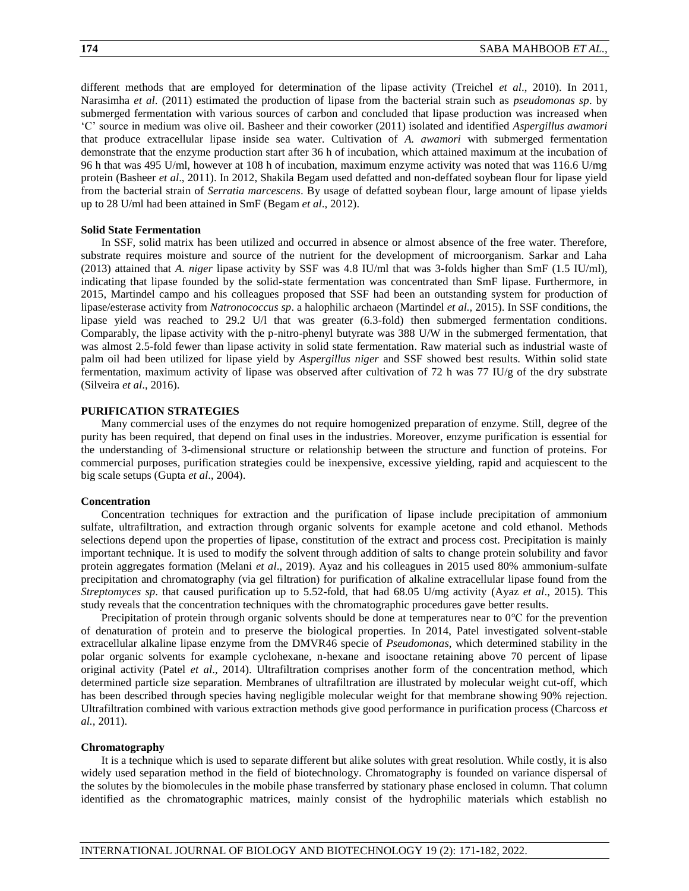different methods that are employed for determination of the lipase activity (Treichel *et al*., 2010). In 2011, Narasimha *et al*. (2011) estimated the production of lipase from the bacterial strain such as *pseudomonas sp*. by submerged fermentation with various sources of carbon and concluded that lipase production was increased when 'C' source in medium was olive oil. Basheer and their coworker (2011) isolated and identified *Aspergillus awamori* that produce extracellular lipase inside sea water. Cultivation of *A. awamori* with submerged fermentation demonstrate that the enzyme production start after 36 h of incubation, which attained maximum at the incubation of 96 h that was 495 U/ml, however at 108 h of incubation, maximum enzyme activity was noted that was 116.6 U/mg protein (Basheer *et al*., 2011). In 2012, Shakila Begam used defatted and non-deffated soybean flour for lipase yield from the bacterial strain of *Serratia marcescens*. By usage of defatted soybean flour, large amount of lipase yields up to 28 U/ml had been attained in SmF (Begam *et al*., 2012).

**Solid State Fermentation**

In SSF, solid matrix has been utilized and occurred in absence or almost absence of the free water. Therefore, substrate requires moisture and source of the nutrient for the development of microorganism. Sarkar and Laha (2013) attained that *A. niger* lipase activity by SSF was 4.8 IU/ml that was 3-folds higher than SmF (1.5 IU/ml), indicating that lipase founded by the solid-state fermentation was concentrated than SmF lipase. Furthermore, in 2015, Martindel campo and his colleagues proposed that SSF had been an outstanding system for production of lipase/esterase activity from *Natronococcus sp*. a halophilic archaeon (Martindel *et al.,* 2015). In SSF conditions, the lipase yield was reached to 29.2 U/l that was greater (6.3-fold) then submerged fermentation conditions. Comparably, the lipase activity with the p-nitro-phenyl butyrate was 388 U/W in the submerged fermentation, that was almost 2.5-fold fewer than lipase activity in solid state fermentation. Raw material such as industrial waste of palm oil had been utilized for lipase yield by *Aspergillus niger* and SSF showed best results. Within solid state fermentation, maximum activity of lipase was observed after cultivation of 72 h was 77 IU/g of the dry substrate (Silveira *et al*., 2016).

**PURIFICATION STRATEGIES**

Many commercial uses of the enzymes do not require homogenized preparation of enzyme. Still, degree of the purity has been required, that depend on final uses in the industries. Moreover, enzyme purification is essential for the understanding of 3-dimensional structure or relationship between the structure and function of proteins. For commercial purposes, purification strategies could be inexpensive, excessive yielding, rapid and acquiescent to the big scale setups (Gupta *et al*., 2004).

**Concentration**

Concentration techniques for extraction and the purification of lipase include precipitation of ammonium sulfate, ultrafiltration, and extraction through organic solvents for example acetone and cold ethanol. Methods selections depend upon the properties of lipase, constitution of the extract and process cost. Precipitation is mainly important technique. It is used to modify the solvent through addition of salts to change protein solubility and favor protein aggregates formation (Melani *et al*., 2019). Ayaz and his colleagues in 2015 used 80% ammonium-sulfate precipitation and chromatography (via gel filtration) for purification of alkaline extracellular lipase found from the *Streptomyces sp*. that caused purification up to 5.52-fold, that had 68.05 U/mg activity (Ayaz *et al*., 2015). This study reveals that the concentration techniques with the chromatographic procedures gave better results.

Precipitation of protein through organic solvents should be done at temperatures near to 0°C for the prevention of denaturation of protein and to preserve the biological properties. In 2014, Patel investigated solvent-stable extracellular alkaline lipase enzyme from the DMVR46 specie of *Pseudomonas*, which determined stability in the polar organic solvents for example cyclohexane, n-hexane and isooctane retaining above 70 percent of lipase original activity (Patel *et al*., 2014). Ultrafiltration comprises another form of the concentration method, which determined particle size separation. Membranes of ultrafiltration are illustrated by molecular weight cut-off, which has been described through species having negligible molecular weight for that membrane showing 90% rejection. Ultrafiltration combined with various extraction methods give good performance in purification process (Charcoss *et al.,* 2011).

**Chromatography**

It is a technique which is used to separate different but alike solutes with great resolution. While costly, it is also widely used separation method in the field of biotechnology. Chromatography is founded on variance dispersal of the solutes by the biomolecules in the mobile phase transferred by stationary phase enclosed in column. That column identified as the chromatographic matrices, mainly consist of the hydrophilic materials which establish no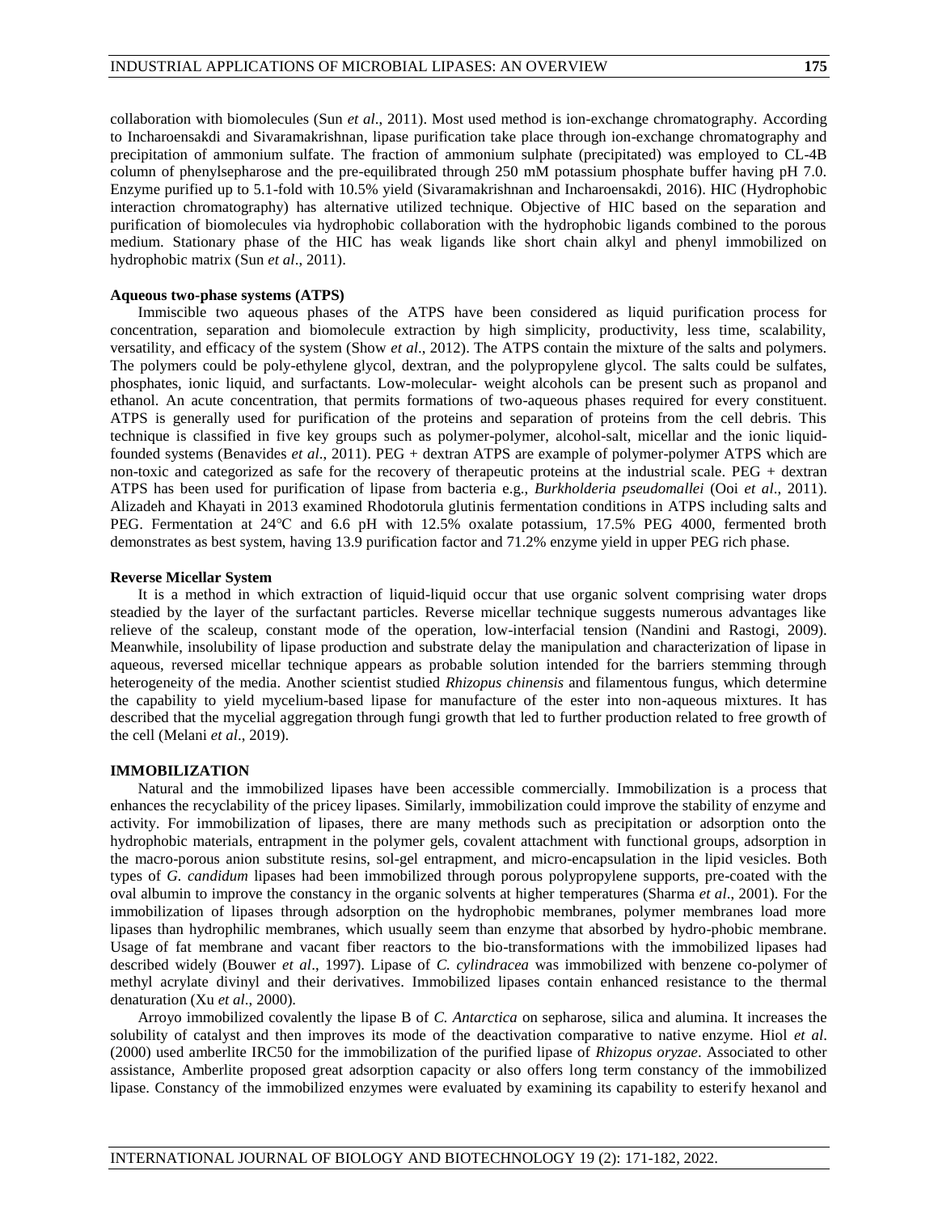collaboration with biomolecules (Sun *et al.,* 2011). Most used method is ion-exchange chromatography. According to Incharoensakdi and Sivaramakrishnan, lipase purification take place through ion-exchange chromatography and precipitation of ammonium sulfate. The fraction of ammonium sulphate (precipitated) was employed to CL-4B column of phenylsepharose and the pre-equilibrated through 250 mM potassium phosphate buffer having pH 7.0. Enzyme purified up to 5.1-fold with 10.5% yield (Sivaramakrishnan and Incharoensakdi, 2016). HIC (Hydrophobic interaction chromatography) has alternative utilized technique. Objective of HIC based on the separation and purification of biomolecules via hydrophobic collaboration with the hydrophobic ligands combined to the porous medium. Stationary phase of the HIC has weak ligands like short chain alkyl and phenyl immobilized on hydrophobic matrix (Sun *et al*., 2011).

**Aqueous two-phase systems (ATPS)**

Immiscible two aqueous phases of the ATPS have been considered as liquid purification process for concentration, separation and biomolecule extraction by high simplicity, productivity, less time, scalability, versatility, and efficacy of the system (Show *et al*., 2012). The ATPS contain the mixture of the salts and polymers. The polymers could be poly-ethylene glycol, dextran, and the polypropylene glycol. The salts could be sulfates, phosphates, ionic liquid, and surfactants. Low-molecular- weight alcohols can be present such as propanol and ethanol. An acute concentration, that permits formations of two-aqueous phases required for every constituent. ATPS is generally used for purification of the proteins and separation of proteins from the cell debris. This technique is classified in five key groups such as polymer-polymer, alcohol-salt, micellar and the ionic liquid-founded systems (Benavides *et al*., 2011). PEG + dextran ATPS are example of polymer-polymer ATPS which are non-toxic and categorized as safe for the recovery of therapeutic proteins at the industrial scale. PEG + dextran ATPS has been used for purification of lipase from bacteria e.g., *Burkholderia pseudomallei* (Ooi *et al*., 2011). Alizadeh and Khayati in 2013 examined Rhodotorula glutinis fermentation conditions in ATPS including salts and PEG. Fermentation at 24°C and 6.6 pH with 12.5% oxalate potassium, 17.5% PEG 4000, fermented broth demonstrates as best system, having 13.9 purification factor and 71.2% enzyme yield in upper PEG rich phase.

**Reverse Micellar System**

It is a method in which extraction of liquid-liquid occur that use organic solvent comprising water drops steadied by the layer of the surfactant particles. Reverse micellar technique suggests numerous advantages like relieve of the scaleup, constant mode of the operation, low-interfacial tension (Nandini and Rastogi, 2009). Meanwhile, insolubility of lipase production and substrate delay the manipulation and characterization of lipase in aqueous, reversed micellar technique appears as probable solution intended for the barriers stemming through heterogeneity of the media. Another scientist studied *Rhizopus chinensis* and filamentous fungus, which determine the capability to yield mycelium-based lipase for manufacture of the ester into non-aqueous mixtures. It has described that the mycelial aggregation through fungi growth that led to further production related to free growth of the cell (Melani *et al*., 2019).

**IMMOBILIZATION**

Natural and the immobilized lipases have been accessible commercially. Immobilization is a process that enhances the recyclability of the pricey lipases. Similarly, immobilization could improve the stability of enzyme and activity. For immobilization of lipases, there are many methods such as precipitation or adsorption onto the hydrophobic materials, entrapment in the polymer gels, covalent attachment with functional groups, adsorption in the macro-porous anion substitute resins, sol-gel entrapment, and micro-encapsulation in the lipid vesicles. Both types of *G. candidum* lipases had been immobilized through porous polypropylene supports, pre-coated with the oval albumin to improve the constancy in the organic solvents at higher temperatures (Sharma *et al*., 2001). For the immobilization of lipases through adsorption on the hydrophobic membranes, polymer membranes load more lipases than hydrophilic membranes, which usually seem than enzyme that absorbed by hydro-phobic membrane. Usage of fat membrane and vacant fiber reactors to the bio-transformations with the immobilized lipases had described widely (Bouwer *et al*., 1997). Lipase of *C. cylindracea* was immobilized with benzene co-polymer of methyl acrylate divinyl and their derivatives. Immobilized lipases contain enhanced resistance to the thermal denaturation (Xu *et al*., 2000).

Arroyo immobilized covalently the lipase B of *C. Antarctica* on sepharose, silica and alumina. It increases the solubility of catalyst and then improves its mode of the deactivation comparative to native enzyme. Hiol *et al*. (2000) used amberlite IRC50 for the immobilization of the purified lipase of *Rhizopus oryzae*. Associated to other assistance, Amberlite proposed great adsorption capacity or also offers long term constancy of the immobilized lipase. Constancy of the immobilized enzymes were evaluated by examining its capability to esterify hexanol and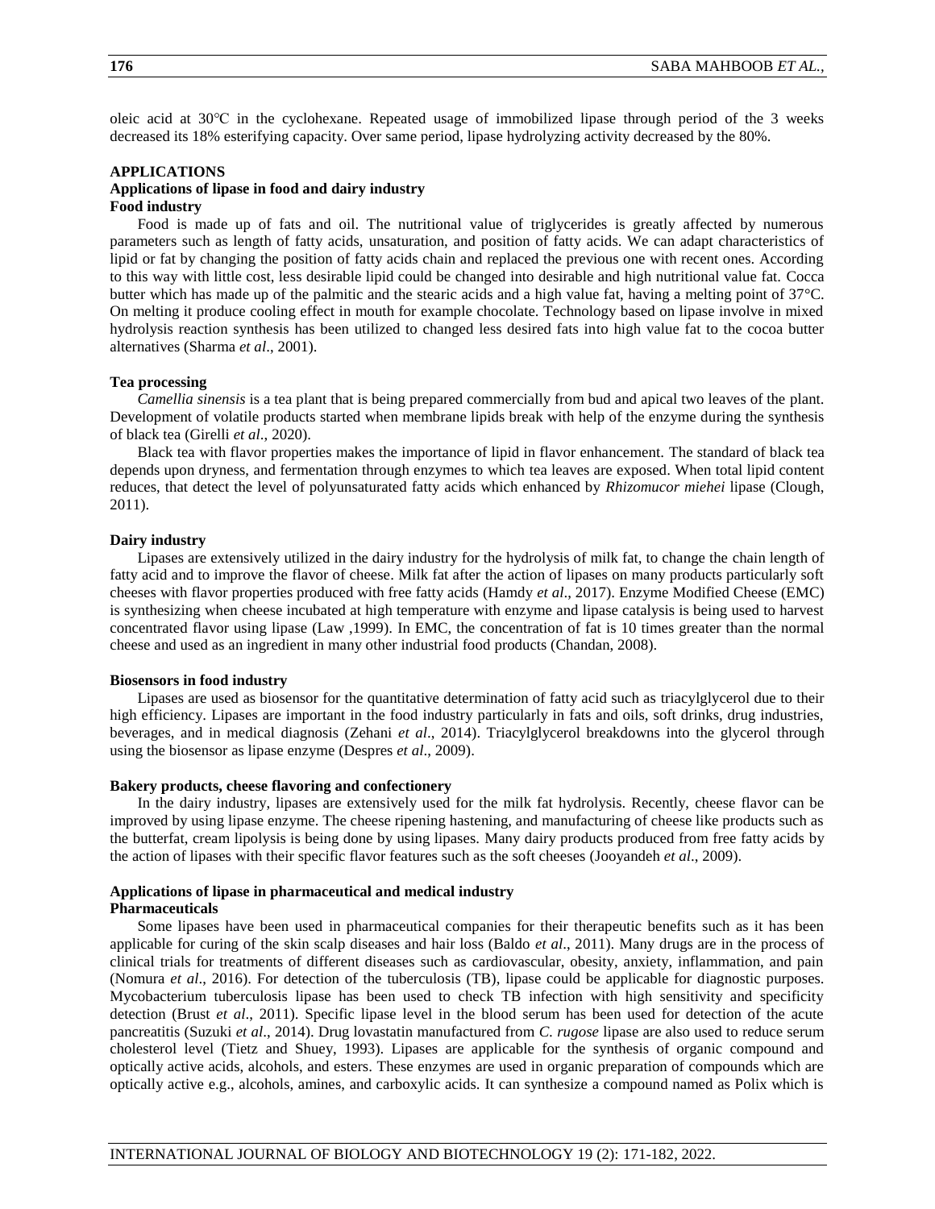oleic acid at 30°C in the cyclohexane. Repeated usage of immobilized lipase through period of the 3 weeks decreased its 18% esterifying capacity. Over same period, lipase hydrolyzing activity decreased by the 80%.

## APPLICATIONS

### Applications of lipase in food and dairy industry

#### Food industry

Food is made up of fats and oil. The nutritional value of triglycerides is greatly affected by numerous parameters such as length of fatty acids, unsaturation, and position of fatty acids. We can adapt characteristics of lipid or fat by changing the position of fatty acids chain and replaced the previous one with recent ones. According to this way with little cost, less desirable lipid could be changed into desirable and high nutritional value fat. Cocca butter which has made up of the palmitic and the stearic acids and a high value fat, having a melting point of 37°C. On melting it produce cooling effect in mouth for example chocolate. Technology based on lipase involve in mixed hydrolysis reaction synthesis has been utilized to changed less desired fats into high value fat to the cocoa butter alternatives (Sharma *et al*., 2001).

#### Tea processing

*Camellia sinensis* is a tea plant that is being prepared commercially from bud and apical two leaves of the plant. Development of volatile products started when membrane lipids break with help of the enzyme during the synthesis of black tea (Girelli *et al*., 2020).

Black tea with flavor properties makes the importance of lipid in flavor enhancement. The standard of black tea depends upon dryness, and fermentation through enzymes to which tea leaves are exposed. When total lipid content reduces, that detect the level of polyunsaturated fatty acids which enhanced by *Rhizomucor miehei* lipase (Clough, 2011).

#### Dairy industry

Lipases are extensively utilized in the dairy industry for the hydrolysis of milk fat, to change the chain length of fatty acid and to improve the flavor of cheese. Milk fat after the action of lipases on many products particularly soft cheeses with flavor properties produced with free fatty acids (Hamdy *et al*., 2017). Enzyme Modified Cheese (EMC) is synthesizing when cheese incubated at high temperature with enzyme and lipase catalysis is being used to harvest concentrated flavor using lipase (Law ,1999). In EMC, the concentration of fat is 10 times greater than the normal cheese and used as an ingredient in many other industrial food products (Chandan, 2008).

#### Biosensors in food industry

Lipases are used as biosensor for the quantitative determination of fatty acid such as triacylglycerol due to their high efficiency. Lipases are important in the food industry particularly in fats and oils, soft drinks, drug industries, beverages, and in medical diagnosis (Zehani *et al*., 2014). Triacylglycerol breakdowns into the glycerol through using the biosensor as lipase enzyme (Despres *et al*., 2009).

#### Bakery products, cheese flavoring and confectionery

In the dairy industry, lipases are extensively used for the milk fat hydrolysis. Recently, cheese flavor can be improved by using lipase enzyme. The cheese ripening hastening, and manufacturing of cheese like products such as the butterfat, cream lipolysis is being done by using lipases. Many dairy products produced from free fatty acids by the action of lipases with their specific flavor features such as the soft cheeses (Jooyandeh *et al*., 2009).

### Applications of lipase in pharmaceutical and medical industry

#### Pharmaceuticals

Some lipases have been used in pharmaceutical companies for their therapeutic benefits such as it has been applicable for curing of the skin scalp diseases and hair loss (Baldo *et al*., 2011). Many drugs are in the process of clinical trials for treatments of different diseases such as cardiovascular, obesity, anxiety, inflammation, and pain (Nomura *et al*., 2016). For detection of the tuberculosis (TB), lipase could be applicable for diagnostic purposes. Mycobacterium tuberculosis lipase has been used to check TB infection with high sensitivity and specificity detection (Brust *et al*., 2011). Specific lipase level in the blood serum has been used for detection of the acute pancreatitis (Suzuki *et al*., 2014). Drug lovastatin manufactured from *C. rugose* lipase are also used to reduce serum cholesterol level (Tietz and Shuey, 1993). Lipases are applicable for the synthesis of organic compound and optically active acids, alcohols, and esters. These enzymes are used in organic preparation of compounds which are optically active e.g., alcohols, amines, and carboxylic acids. It can synthesize a compound named as Polix which is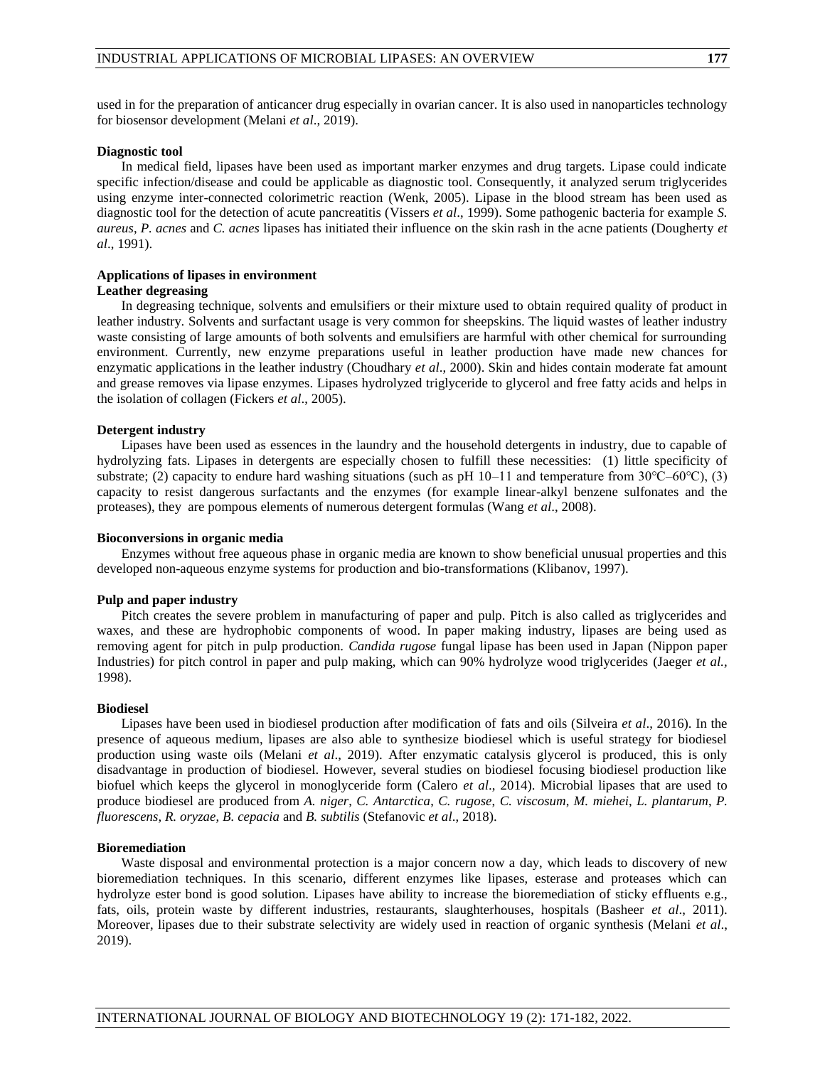used in for the preparation of anticancer drug especially in ovarian cancer. It is also used in nanoparticles technology for biosensor development (Melani *et al*., 2019).

**Diagnostic tool**

In medical field, lipases have been used as important marker enzymes and drug targets. Lipase could indicate specific infection/disease and could be applicable as diagnostic tool. Consequently, it analyzed serum triglycerides using enzyme inter-connected colorimetric reaction (Wenk, 2005). Lipase in the blood stream has been used as diagnostic tool for the detection of acute pancreatitis (Vissers *et al*., 1999). Some pathogenic bacteria for example *S. aureus*, *P. acnes* and *C. acnes* lipases has initiated their influence on the skin rash in the acne patients (Dougherty *et al*., 1991).

**Applications of lipases in environment**

**Leather degreasing**

In degreasing technique, solvents and emulsifiers or their mixture used to obtain required quality of product in leather industry. Solvents and surfactant usage is very common for sheepskins. The liquid wastes of leather industry waste consisting of large amounts of both solvents and emulsifiers are harmful with other chemical for surrounding environment. Currently, new enzyme preparations useful in leather production have made new chances for enzymatic applications in the leather industry (Choudhary *et al*., 2000). Skin and hides contain moderate fat amount and grease removes via lipase enzymes. Lipases hydrolyzed triglyceride to glycerol and free fatty acids and helps in the isolation of collagen (Fickers *et al*., 2005).

**Detergent industry**

Lipases have been used as essences in the laundry and the household detergents in industry, due to capable of hydrolyzing fats. Lipases in detergents are especially chosen to fulfill these necessities: (1) little specificity of substrate; (2) capacity to endure hard washing situations (such as pH 10–11 and temperature from 30°C–60°C), (3) capacity to resist dangerous surfactants and the enzymes (for example linear-alkyl benzene sulfonates and the proteases), they are pompous elements of numerous detergent formulas (Wang *et al*., 2008).

**Bioconversions in organic media**

Enzymes without free aqueous phase in organic media are known to show beneficial unusual properties and this developed non-aqueous enzyme systems for production and bio-transformations (Klibanov, 1997).

**Pulp and paper industry**

Pitch creates the severe problem in manufacturing of paper and pulp. Pitch is also called as triglycerides and waxes, and these are hydrophobic components of wood. In paper making industry, lipases are being used as removing agent for pitch in pulp production. *Candida rugose* fungal lipase has been used in Japan (Nippon paper Industries) for pitch control in paper and pulp making, which can 90% hydrolyze wood triglycerides (Jaeger *et al.*, 1998).

**Biodiesel**

Lipases have been used in biodiesel production after modification of fats and oils (Silveira *et al*., 2016). In the presence of aqueous medium, lipases are also able to synthesize biodiesel which is useful strategy for biodiesel production using waste oils (Melani *et al*., 2019). After enzymatic catalysis glycerol is produced, this is only disadvantage in production of biodiesel. However, several studies on biodiesel focusing biodiesel production like biofuel which keeps the glycerol in monoglyceride form (Calero *et al*., 2014). Microbial lipases that are used to produce biodiesel are produced from *A. niger*, *C. Antarctica*, *C. rugose*, *C. viscosum*, *M. miehei*, *L. plantarum*, *P. fluorescens*, *R. oryzae*, *B. cepacia* and *B. subtilis* (Stefanovic *et al*., 2018).

**Bioremediation**

Waste disposal and environmental protection is a major concern now a day, which leads to discovery of new bioremediation techniques. In this scenario, different enzymes like lipases, esterase and proteases which can hydrolyze ester bond is good solution. Lipases have ability to increase the bioremediation of sticky effluents e.g., fats, oils, protein waste by different industries, restaurants, slaughterhouses, hospitals (Basheer *et al*., 2011). Moreover, lipases due to their substrate selectivity are widely used in reaction of organic synthesis (Melani *et al*., 2019).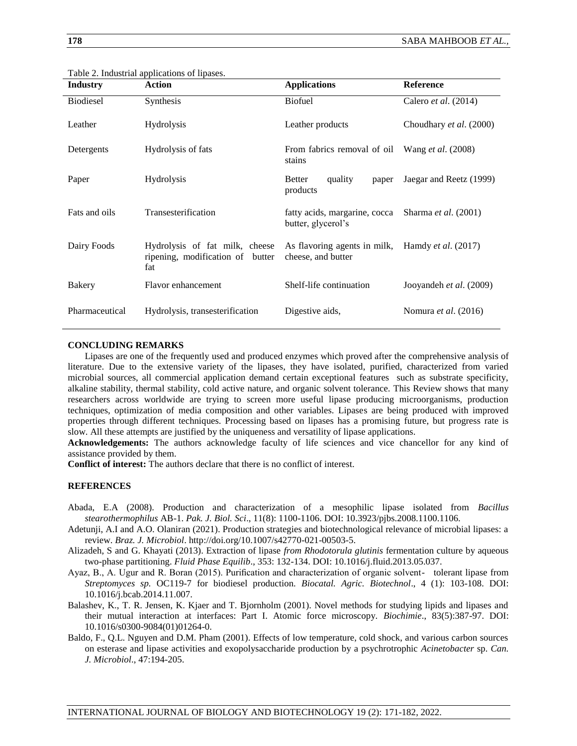Table 2. Industrial applications of lipases.

| Industry | Action | Applications | Reference |
|---|---|---|---|
| Biodiesel | Synthesis | Biofuel | Calero *et al*. (2014) |
| Leather | Hydrolysis | Leather products | Choudhary *et al*. (2000) |
| Detergents | Hydrolysis of fats | From fabrics removal of oil stains | Wang *et al*. (2008) |
| Paper | Hydrolysis | Better quality paper products | Jaegar and Reetz (1999) |
| Fats and oils | Transesterification | fatty acids, margarine, cocca butter, glycerol's | Sharma *et al*. (2001) |
| Dairy Foods | Hydrolysis of fat milk, cheese ripening, modification of butter fat | As flavoring agents in milk, cheese, and butter | Hamdy *et al*. (2017) |
| Bakery | Flavor enhancement | Shelf-life continuation | Jooyandeh *et al*. (2009) |
| Pharmaceutical | Hydrolysis, transesterification | Digestive aids, | Nomura *et al*. (2016) |

## CONCLUDING REMARKS

Lipases are one of the frequently used and produced enzymes which proved after the comprehensive analysis of literature. Due to the extensive variety of the lipases, they have isolated, purified, characterized from varied microbial sources, all commercial application demand certain exceptional features such as substrate specificity, alkaline stability, thermal stability, cold active nature, and organic solvent tolerance. This Review shows that many researchers across worldwide are trying to screen more useful lipase producing microorganisms, production techniques, optimization of media composition and other variables. Lipases are being produced with improved properties through different techniques. Processing based on lipases has a promising future, but progress rate is slow. All these attempts are justified by the uniqueness and versatility of lipase applications.

**Acknowledgements:** The authors acknowledge faculty of life sciences and vice chancellor for any kind of assistance provided by them.

**Conflict of interest:** The authors declare that there is no conflict of interest.

## REFERENCES

Abada, E.A (2008). Production and characterization of a mesophilic lipase isolated from *Bacillus stearothermophilus* AB-1. *Pak. J. Biol. Sci*., 11(8): 1100-1106. DOI: 10.3923/pjbs.2008.1100.1106.

Adetunji, A.I and A.O. Olaniran (2021). Production strategies and biotechnological relevance of microbial lipases: a review. *Braz. J. Microbiol*. http://doi.org/10.1007/s42770-021-00503-5.

Alizadeh, S and G. Khayati (2013). Extraction of lipase *from Rhodotorula glutinis* fermentation culture by aqueous two-phase partitioning. *Fluid Phase Equilib*., 353: 132-134. DOI: 10.1016/j.fluid.2013.05.037.

Ayaz, B., A. Ugur and R. Boran (2015). Purification and characterization of organic solvent- tolerant lipase from *Streptomyces sp.* OC119-7 for biodiesel production. *Biocatal. Agric. Biotechnol*., 4 (1): 103-108. DOI: 10.1016/j.bcab.2014.11.007.

Balashev, K., T. R. Jensen, K. Kjaer and T. Bjornholm (2001). Novel methods for studying lipids and lipases and their mutual interaction at interfaces: Part I. Atomic force microscopy. *Biochimie*., 83(5):387-97. DOI: 10.1016/s0300-9084(01)01264-0.

Baldo, F., Q.L. Nguyen and D.M. Pham (2001). Effects of low temperature, cold shock, and various carbon sources on esterase and lipase activities and exopolysaccharide production by a psychrotrophic *Acinetobacter* sp. *Can. J. Microbiol*., 47:194-205.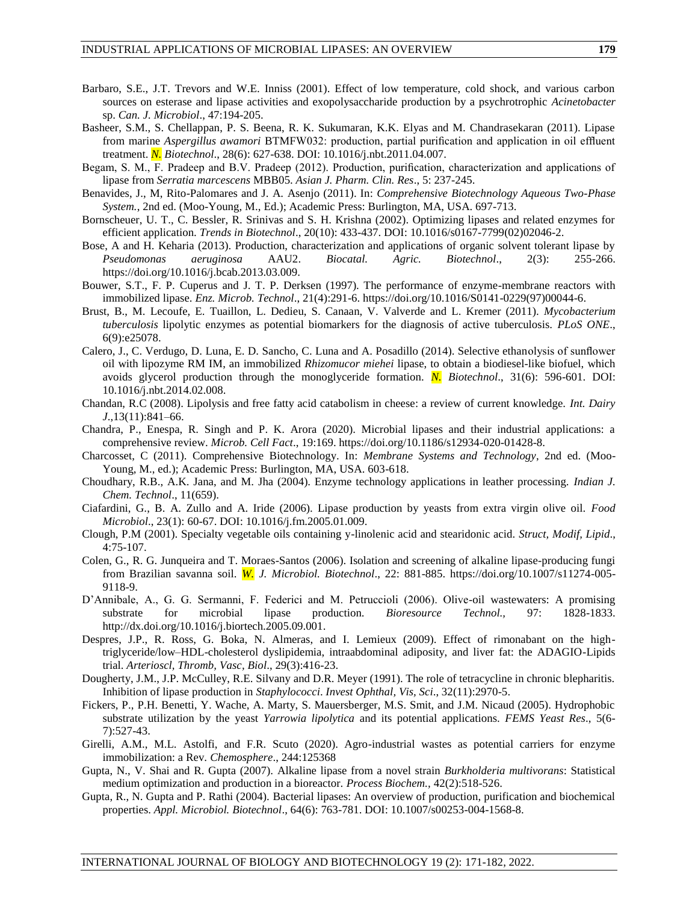Barbaro, S.E., J.T. Trevors and W.E. Inniss (2001). Effect of low temperature, cold shock, and various carbon sources on esterase and lipase activities and exopolysaccharide production by a psychrotrophic *Acinetobacter* sp. *Can. J. Microbiol*., 47:194-205.

Basheer, S.M., S. Chellappan, P. S. Beena, R. K. Sukumaran, K.K. Elyas and M. Chandrasekaran (2011). Lipase from marine *Aspergillus awamori* BTMFW032: production, partial purification and application in oil effluent treatment. *N. Biotechnol*., 28(6): 627-638. DOI: 10.1016/j.nbt.2011.04.007.

Begam, S. M., F. Pradeep and B.V. Pradeep (2012). Production, purification, characterization and applications of lipase from *Serratia marcescens* MBB05. *Asian J. Pharm. Clin. Res*., 5: 237-245.

Benavides, J., M, Rito-Palomares and J. A. Asenjo (2011). In: *Comprehensive Biotechnology Aqueous Two-Phase System.*, 2nd ed. (Moo-Young, M., Ed.); Academic Press: Burlington, MA, USA. 697-713.

Bornscheuer, U. T., C. Bessler, R. Srinivas and S. H. Krishna (2002). Optimizing lipases and related enzymes for efficient application. *Trends in Biotechnol*., 20(10): 433-437. DOI: 10.1016/s0167-7799(02)02046-2.

Bose, A and H. Keharia (2013). Production, characterization and applications of organic solvent tolerant lipase by *Pseudomonas aeruginosa* AAU2. *Biocatal. Agric. Biotechnol*., 2(3): 255-266. https://doi.org/10.1016/j.bcab.2013.03.009.

Bouwer, S.T., F. P. Cuperus and J. T. P. Derksen (1997). The performance of enzyme-membrane reactors with immobilized lipase. *Enz. Microb. Technol*., 21(4):291-6. https://doi.org/10.1016/S0141-0229(97)00044-6.

Brust, B., M. Lecoufe, E. Tuaillon, L. Dedieu, S. Canaan, V. Valverde and L. Kremer (2011). *Mycobacterium tuberculosis* lipolytic enzymes as potential biomarkers for the diagnosis of active tuberculosis. *PLoS ONE*., 6(9):e25078.

Calero, J., C. Verdugo, D. Luna, E. D. Sancho, C. Luna and A. Posadillo (2014). Selective ethanolysis of sunflower oil with lipozyme RM IM, an immobilized *Rhizomucor miehei* lipase, to obtain a biodiesel-like biofuel, which avoids glycerol production through the monoglyceride formation. *N. Biotechnol*., 31(6): 596-601. DOI: 10.1016/j.nbt.2014.02.008.

Chandan, R.C (2008). Lipolysis and free fatty acid catabolism in cheese: a review of current knowledge. *Int. Dairy J*.,13(11):841–66.

Chandra, P., Enespa, R. Singh and P. K. Arora (2020). Microbial lipases and their industrial applications: a comprehensive review. *Microb. Cell Fact*., 19:169. https://doi.org/10.1186/s12934-020-01428-8.

Charcosset, C (2011). Comprehensive Biotechnology. In: *Membrane Systems and Technology*, 2nd ed. (Moo-Young, M., ed.); Academic Press: Burlington, MA, USA. 603-618.

Choudhary, R.B., A.K. Jana, and M. Jha (2004). Enzyme technology applications in leather processing. *Indian J. Chem. Technol*., 11(659).

Ciafardini, G., B. A. Zullo and A. Iride (2006). Lipase production by yeasts from extra virgin olive oil. *Food Microbiol*., 23(1): 60-67. DOI: 10.1016/j.fm.2005.01.009.

Clough, P.M (2001). Specialty vegetable oils containing y-linolenic acid and stearidonic acid. *Struct, Modif, Lipid*., 4:75-107.

Colen, G., R. G. Junqueira and T. Moraes-Santos (2006). Isolation and screening of alkaline lipase-producing fungi from Brazilian savanna soil. *W. J. Microbiol. Biotechnol*., 22: 881-885. https://doi.org/10.1007/s11274-005-9118-9.

D'Annibale, A., G. G. Sermanni, F. Federici and M. Petruccioli (2006). Olive-oil wastewaters: A promising substrate for microbial lipase production. *Bioresource Technol.*, 97: 1828-1833. http://dx.doi.org/10.1016/j.biortech.2005.09.001.

Despres, J.P., R. Ross, G. Boka, N. Almeras, and I. Lemieux (2009). Effect of rimonabant on the high-triglyceride/low–HDL-cholesterol dyslipidemia, intraabdominal adiposity, and liver fat: the ADAGIO-Lipids trial. *Arterioscl, Thromb, Vasc, Biol*., 29(3):416-23.

Dougherty, J.M., J.P. McCulley, R.E. Silvany and D.R. Meyer (1991). The role of tetracycline in chronic blepharitis. Inhibition of lipase production in *Staphylococci*. *Invest Ophthal, Vis, Sci*., 32(11):2970-5.

Fickers, P., P.H. Benetti, Y. Wache, A. Marty, S. Mauersberger, M.S. Smit, and J.M. Nicaud (2005). Hydrophobic substrate utilization by the yeast *Yarrowia lipolytica* and its potential applications. *FEMS Yeast Res*., 5(6-7):527-43.

Girelli, A.M., M.L. Astolfi, and F.R. Scuto (2020). Agro-industrial wastes as potential carriers for enzyme immobilization: a Rev. *Chemosphere*., 244:125368

Gupta, N., V. Shai and R. Gupta (2007). Alkaline lipase from a novel strain *Burkholderia multivorans*: Statistical medium optimization and production in a bioreactor. *Process Biochem.*, 42(2):518-526.

Gupta, R., N. Gupta and P. Rathi (2004). Bacterial lipases: An overview of production, purification and biochemical properties. *Appl. Microbiol. Biotechnol*., 64(6): 763-781. DOI: 10.1007/s00253-004-1568-8.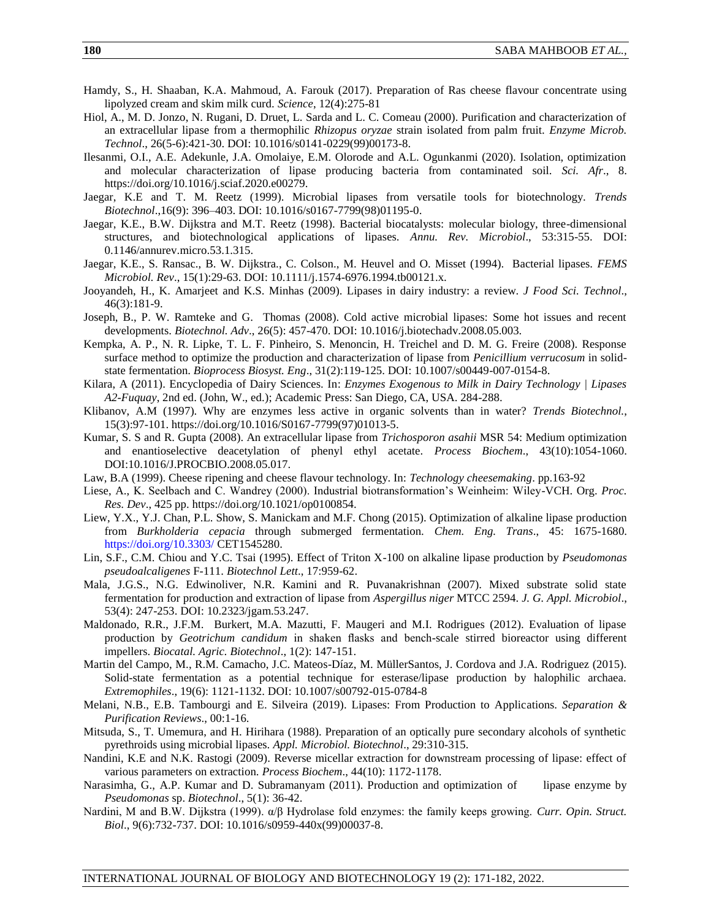Hamdy, S., H. Shaaban, K.A. Mahmoud, A. Farouk (2017). Preparation of Ras cheese flavour concentrate using lipolyzed cream and skim milk curd. *Science*, 12(4):275-81

Hiol, A., M. D. Jonzo, N. Rugani, D. Druet, L. Sarda and L. C. Comeau (2000). Purification and characterization of an extracellular lipase from a thermophilic *Rhizopus oryzae* strain isolated from palm fruit. *Enzyme Microb. Technol*., 26(5-6):421-30. DOI: 10.1016/s0141-0229(99)00173-8.

Ilesanmi, O.I., A.E. Adekunle, J.A. Omolaiye, E.M. Olorode and A.L. Ogunkanmi (2020). Isolation, optimization and molecular characterization of lipase producing bacteria from contaminated soil. *Sci. Afr*., 8. https://doi.org/10.1016/j.sciaf.2020.e00279.

Jaegar, K.E and T. M. Reetz (1999). Microbial lipases from versatile tools for biotechnology. *Trends Biotechnol*.,16(9): 396–403. DOI: 10.1016/s0167-7799(98)01195-0.

Jaegar, K.E., B.W. Dijkstra and M.T. Reetz (1998). Bacterial biocatalysts: molecular biology, three-dimensional structures, and biotechnological applications of lipases. *Annu. Rev. Microbiol*., 53:315-55. DOI: 0.1146/annurev.micro.53.1.315.

Jaegar, K.E., S. Ransac., B. W. Dijkstra., C. Colson., M. Heuvel and O. Misset (1994). Bacterial lipases. *FEMS Microbiol. Rev*., 15(1):29-63. DOI: 10.1111/j.1574-6976.1994.tb00121.x.

Jooyandeh, H., K. Amarjeet and K.S. Minhas (2009). Lipases in dairy industry: a review. *J Food Sci. Technol*., 46(3):181-9.

Joseph, B., P. W. Ramteke and G. Thomas (2008). Cold active microbial lipases: Some hot issues and recent developments. *Biotechnol. Adv*., 26(5): 457-470. DOI: 10.1016/j.biotechadv.2008.05.003.

Kempka, A. P., N. R. Lipke, T. L. F. Pinheiro, S. Menoncin, H. Treichel and D. M. G. Freire (2008). Response surface method to optimize the production and characterization of lipase from *Penicillium verrucosum* in solid-state fermentation. *Bioprocess Biosyst. Eng*., 31(2):119-125. DOI: 10.1007/s00449-007-0154-8.

Kilara, A (2011). Encyclopedia of Dairy Sciences. In: *Enzymes Exogenous to Milk in Dairy Technology | Lipases A2-Fuquay*, 2nd ed. (John, W., ed.); Academic Press: San Diego, CA, USA. 284-288.

Klibanov, A.M (1997). Why are enzymes less active in organic solvents than in water? *Trends Biotechnol.*, 15(3):97-101. https://doi.org/10.1016/S0167-7799(97)01013-5.

Kumar, S. S and R. Gupta (2008). An extracellular lipase from *Trichosporon asahii* MSR 54: Medium optimization and enantioselective deacetylation of phenyl ethyl acetate. *Process Biochem*., 43(10):1054-1060. DOI:10.1016/J.PROCBIO.2008.05.017.

Law, B.A (1999). Cheese ripening and cheese flavour technology. In: *Technology cheesemaking*. pp.163-92

Liese, A., K. Seelbach and C. Wandrey (2000). Industrial biotransformation's Weinheim: Wiley-VCH. Org. *Proc. Res. Dev*., 425 pp. https://doi.org/10.1021/op0100854.

Liew, Y.X., Y.J. Chan, P.L. Show, S. Manickam and M.F. Chong (2015). Optimization of alkaline lipase production from *Burkholderia cepacia* through submerged fermentation. *Chem. Eng. Trans*., 45: 1675-1680. https://doi.org/10.3303/ CET1545280.

Lin, S.F., C.M. Chiou and Y.C. Tsai (1995). Effect of Triton X-100 on alkaline lipase production by *Pseudomonas pseudoalcaligenes* F-111. *Biotechnol Lett*., 17:959-62.

Mala, J.G.S., N.G. Edwinoliver, N.R. Kamini and R. Puvanakrishnan (2007). Mixed substrate solid state fermentation for production and extraction of lipase from *Aspergillus niger* MTCC 2594. *J. G. Appl. Microbiol*., 53(4): 247-253. DOI: 10.2323/jgam.53.247.

Maldonado, R.R., J.F.M. Burkert, M.A. Mazutti, F. Maugeri and M.I. Rodrigues (2012). Evaluation of lipase production by *Geotrichum candidum* in shaken flasks and bench-scale stirred bioreactor using different impellers. *Biocatal. Agric. Biotechnol*., 1(2): 147-151.

Martin del Campo, M., R.M. Camacho, J.C. Mateos-Díaz, M. MüllerSantos, J. Cordova and J.A. Rodriguez (2015). Solid-state fermentation as a potential technique for esterase/lipase production by halophilic archaea. *Extremophiles*., 19(6): 1121-1132. DOI: 10.1007/s00792-015-0784-8

Melani, N.B., E.B. Tambourgi and E. Silveira (2019). Lipases: From Production to Applications. *Separation & Purification Reviews*., 00:1-16.

Mitsuda, S., T. Umemura, and H. Hirihara (1988). Preparation of an optically pure secondary alcohols of synthetic pyrethroids using microbial lipases. *Appl. Microbiol. Biotechnol*., 29:310-315.

Nandini, K.E and N.K. Rastogi (2009). Reverse micellar extraction for downstream processing of lipase: effect of various parameters on extraction. *Process Biochem*., 44(10): 1172-1178.

Narasimha, G., A.P. Kumar and D. Subramanyam (2011). Production and optimization of lipase enzyme by *Pseudomonas* sp. *Biotechnol*., 5(1): 36-42.

Nardini, M and B.W. Dijkstra (1999). α/β Hydrolase fold enzymes: the family keeps growing. *Curr. Opin. Struct. Biol*., 9(6):732-737. DOI: 10.1016/s0959-440x(99)00037-8.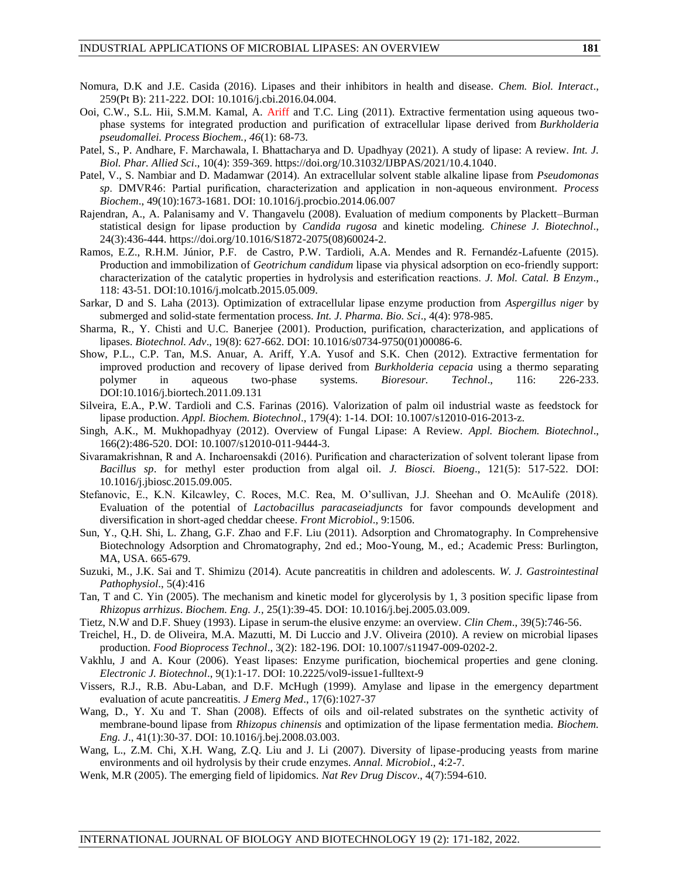Nomura, D.K and J.E. Casida (2016). Lipases and their inhibitors in health and disease. *Chem. Biol. Interact*., 259(Pt B): 211-222. DOI: 10.1016/j.cbi.2016.04.004.

Ooi, C.W., S.L. Hii, S.M.M. Kamal, A. Ariff and T.C. Ling (2011). Extractive fermentation using aqueous two-phase systems for integrated production and purification of extracellular lipase derived from *Burkholderia pseudomallei. Process Biochem.*, *46*(1): 68-73.

Patel, S., P. Andhare, F. Marchawala, I. Bhattacharya and D. Upadhyay (2021). A study of lipase: A review. *Int. J. Biol. Phar. Allied Sci*., 10(4): 359-369. https://doi.org/10.31032/IJBPAS/2021/10.4.1040.

Patel, V., S. Nambiar and D. Madamwar (2014). An extracellular solvent stable alkaline lipase from *Pseudomonas sp*. DMVR46: Partial purification, characterization and application in non-aqueous environment. *Process Biochem*., 49(10):1673-1681. DOI: 10.1016/j.procbio.2014.06.007

Rajendran, A., A. Palanisamy and V. Thangavelu (2008). Evaluation of medium components by Plackett–Burman statistical design for lipase production by *Candida rugosa* and kinetic modeling. *Chinese J. Biotechnol*., 24(3):436-444. https://doi.org/10.1016/S1872-2075(08)60024-2.

Ramos, E.Z., R.H.M. Júnior, P.F. de Castro, P.W. Tardioli, A.A. Mendes and R. Fernandéz-Lafuente (2015). Production and immobilization of *Geotrichum candidum* lipase via physical adsorption on eco-friendly support: characterization of the catalytic properties in hydrolysis and esterification reactions. *J. Mol. Catal. B Enzym*., 118: 43-51. DOI:10.1016/j.molcatb.2015.05.009.

Sarkar, D and S. Laha (2013). Optimization of extracellular lipase enzyme production from *Aspergillus niger* by submerged and solid-state fermentation process. *Int. J. Pharma. Bio. Sci*., 4(4): 978-985.

Sharma, R., Y. Chisti and U.C. Banerjee (2001). Production, purification, characterization, and applications of lipases. *Biotechnol. Adv*., 19(8): 627-662. DOI: 10.1016/s0734-9750(01)00086-6.

Show, P.L., C.P. Tan, M.S. Anuar, A. Ariff, Y.A. Yusof and S.K. Chen (2012). Extractive fermentation for improved production and recovery of lipase derived from *Burkholderia cepacia* using a thermo separating polymer in aqueous two-phase systems. *Bioresour. Technol*., 116: 226-233. DOI:10.1016/j.biortech.2011.09.131

Silveira, E.A., P.W. Tardioli and C.S. Farinas (2016). Valorization of palm oil industrial waste as feedstock for lipase production. *Appl. Biochem. Biotechnol*., 179(4): 1-14. DOI: 10.1007/s12010-016-2013-z.

Singh, A.K., M. Mukhopadhyay (2012). Overview of Fungal Lipase: A Review. *Appl. Biochem. Biotechnol*., 166(2):486-520. DOI: 10.1007/s12010-011-9444-3.

Sivaramakrishnan, R and A. Incharoensakdi (2016). Purification and characterization of solvent tolerant lipase from *Bacillus sp*. for methyl ester production from algal oil. *J. Biosci. Bioeng*., 121(5): 517-522. DOI: 10.1016/j.jbiosc.2015.09.005.

Stefanovic, E., K.N. Kilcawley, C. Roces, M.C. Rea, M. O'sullivan, J.J. Sheehan and O. McAulife (2018). Evaluation of the potential of *Lactobacillus paracaseiadjuncts* for favor compounds development and diversification in short-aged cheddar cheese. *Front Microbiol*., 9:1506.

Sun, Y., Q.H. Shi, L. Zhang, G.F. Zhao and F.F. Liu (2011). Adsorption and Chromatography. In Comprehensive Biotechnology Adsorption and Chromatography, 2nd ed.; Moo-Young, M., ed.; Academic Press: Burlington, MA, USA. 665-679.

Suzuki, M., J.K. Sai and T. Shimizu (2014). Acute pancreatitis in children and adolescents. *W. J. Gastrointestinal Pathophysiol*., 5(4):416

Tan, T and C. Yin (2005). The mechanism and kinetic model for glycerolysis by 1, 3 position specific lipase from *Rhizopus arrhizus*. *Biochem. Eng. J.*, 25(1):39-45. DOI: 10.1016/j.bej.2005.03.009.

Tietz, N.W and D.F. Shuey (1993). Lipase in serum-the elusive enzyme: an overview. *Clin Chem*., 39(5):746-56.

Treichel, H., D. de Oliveira, M.A. Mazutti, M. Di Luccio and J.V. Oliveira (2010). A review on microbial lipases production. *Food Bioprocess Technol*., 3(2): 182-196. DOI: 10.1007/s11947-009-0202-2.

Vakhlu, J and A. Kour (2006). Yeast lipases: Enzyme purification, biochemical properties and gene cloning. *Electronic J. Biotechnol*., 9(1):1-17. DOI: 10.2225/vol9-issue1-fulltext-9

Vissers, R.J., R.B. Abu-Laban, and D.F. McHugh (1999). Amylase and lipase in the emergency department evaluation of acute pancreatitis. *J Emerg Med*., 17(6):1027-37

Wang, D., Y. Xu and T. Shan (2008). Effects of oils and oil-related substrates on the synthetic activity of membrane-bound lipase from *Rhizopus chinensis* and optimization of the lipase fermentation media. *Biochem. Eng. J*., 41(1):30-37. DOI: 10.1016/j.bej.2008.03.003.

Wang, L., Z.M. Chi, X.H. Wang, Z.Q. Liu and J. Li (2007). Diversity of lipase-producing yeasts from marine environments and oil hydrolysis by their crude enzymes. *Annal. Microbiol*., 4:2-7.

Wenk, M.R (2005). The emerging field of lipidomics. *Nat Rev Drug Discov*., 4(7):594-610.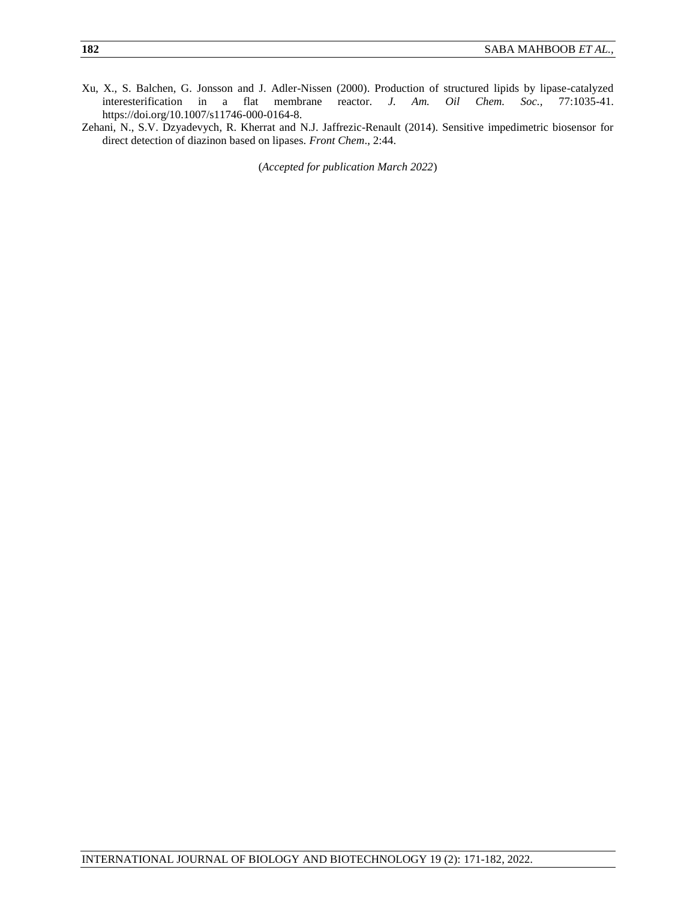Xu, X., S. Balchen, G. Jonsson and J. Adler-Nissen (2000). Production of structured lipids by lipase-catalyzed interesterification in a flat membrane reactor. *J. Am. Oil Chem. Soc.*, 77:1035-41. https://doi.org/10.1007/s11746-000-0164-8.

Zehani, N., S.V. Dzyadevych, R. Kherrat and N.J. Jaffrezic-Renault (2014). Sensitive impedimetric biosensor for direct detection of diazinon based on lipases. *Front Chem*., 2:44.

(*Accepted for publication March 2022*)